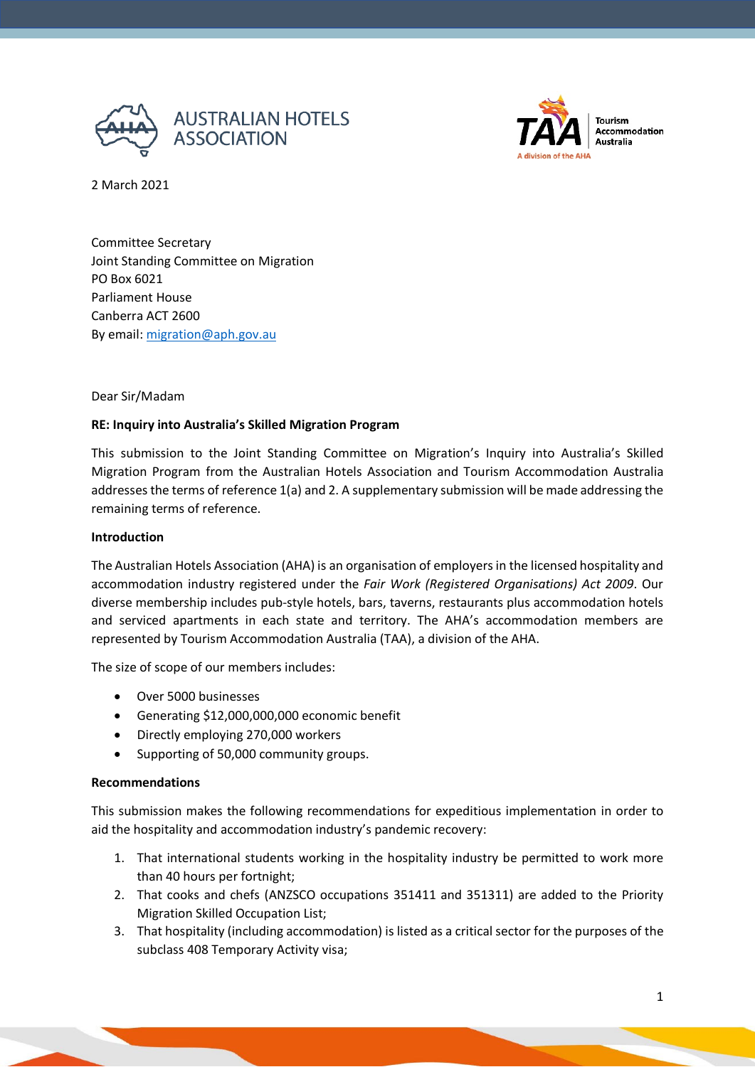AUSTRALIAN HOTELS ASSOCIATION

Tourism Accommodation Australia
A division of the AHA

2 March 2021

Committee Secretary
Joint Standing Committee on Migration
PO Box 6021
Parliament House
Canberra ACT 2600
By email: migration@aph.gov.au

Dear Sir/Madam

**RE: Inquiry into Australia's Skilled Migration Program**

This submission to the Joint Standing Committee on Migration's Inquiry into Australia's Skilled Migration Program from the Australian Hotels Association and Tourism Accommodation Australia addresses the terms of reference 1(a) and 2. A supplementary submission will be made addressing the remaining terms of reference.

**Introduction**

The Australian Hotels Association (AHA) is an organisation of employers in the licensed hospitality and accommodation industry registered under the *Fair Work (Registered Organisations) Act 2009*. Our diverse membership includes pub-style hotels, bars, taverns, restaurants plus accommodation hotels and serviced apartments in each state and territory. The AHA's accommodation members are represented by Tourism Accommodation Australia (TAA), a division of the AHA.

The size of scope of our members includes:

- Over 5000 businesses
- Generating $12,000,000,000 economic benefit
- Directly employing 270,000 workers
- Supporting of 50,000 community groups.

**Recommendations**

This submission makes the following recommendations for expeditious implementation in order to aid the hospitality and accommodation industry's pandemic recovery:

1. That international students working in the hospitality industry be permitted to work more than 40 hours per fortnight;
2. That cooks and chefs (ANZSCO occupations 351411 and 351311) are added to the Priority Migration Skilled Occupation List;
3. That hospitality (including accommodation) is listed as a critical sector for the purposes of the subclass 408 Temporary Activity visa;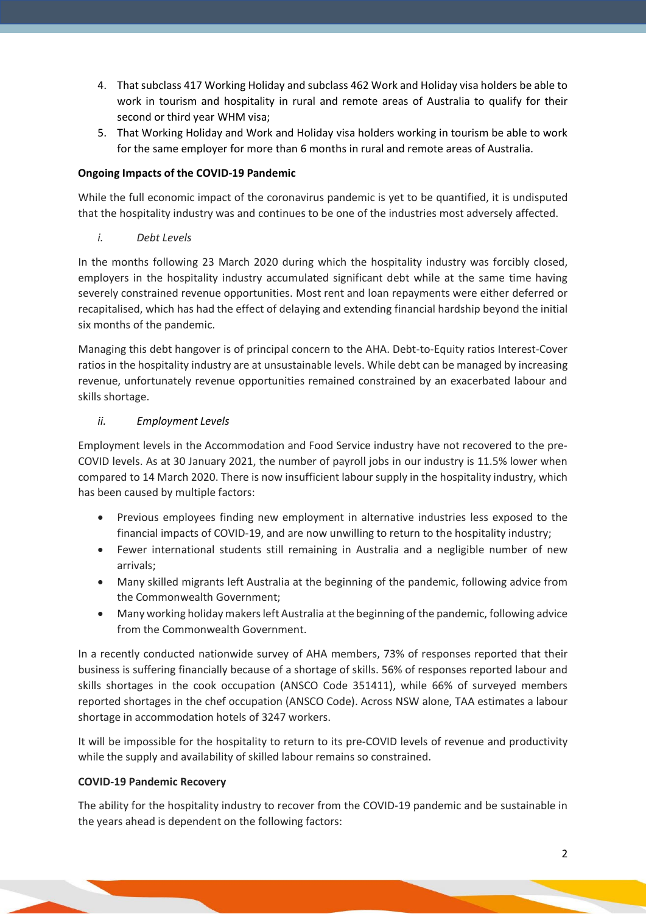4. That subclass 417 Working Holiday and subclass 462 Work and Holiday visa holders be able to work in tourism and hospitality in rural and remote areas of Australia to qualify for their second or third year WHM visa;
5. That Working Holiday and Work and Holiday visa holders working in tourism be able to work for the same employer for more than 6 months in rural and remote areas of Australia.

**Ongoing Impacts of the COVID-19 Pandemic**

While the full economic impact of the coronavirus pandemic is yet to be quantified, it is undisputed that the hospitality industry was and continues to be one of the industries most adversely affected.

*i. Debt Levels*

In the months following 23 March 2020 during which the hospitality industry was forcibly closed, employers in the hospitality industry accumulated significant debt while at the same time having severely constrained revenue opportunities. Most rent and loan repayments were either deferred or recapitalised, which has had the effect of delaying and extending financial hardship beyond the initial six months of the pandemic.

Managing this debt hangover is of principal concern to the AHA. Debt-to-Equity ratios Interest-Cover ratios in the hospitality industry are at unsustainable levels. While debt can be managed by increasing revenue, unfortunately revenue opportunities remained constrained by an exacerbated labour and skills shortage.

*ii. Employment Levels*

Employment levels in the Accommodation and Food Service industry have not recovered to the pre-COVID levels. As at 30 January 2021, the number of payroll jobs in our industry is 11.5% lower when compared to 14 March 2020. There is now insufficient labour supply in the hospitality industry, which has been caused by multiple factors:

- Previous employees finding new employment in alternative industries less exposed to the financial impacts of COVID-19, and are now unwilling to return to the hospitality industry;
- Fewer international students still remaining in Australia and a negligible number of new arrivals;
- Many skilled migrants left Australia at the beginning of the pandemic, following advice from the Commonwealth Government;
- Many working holiday makers left Australia at the beginning of the pandemic, following advice from the Commonwealth Government.

In a recently conducted nationwide survey of AHA members, 73% of responses reported that their business is suffering financially because of a shortage of skills. 56% of responses reported labour and skills shortages in the cook occupation (ANSCO Code 351411), while 66% of surveyed members reported shortages in the chef occupation (ANSCO Code). Across NSW alone, TAA estimates a labour shortage in accommodation hotels of 3247 workers.

It will be impossible for the hospitality to return to its pre-COVID levels of revenue and productivity while the supply and availability of skilled labour remains so constrained.

**COVID-19 Pandemic Recovery**

The ability for the hospitality industry to recover from the COVID-19 pandemic and be sustainable in the years ahead is dependent on the following factors: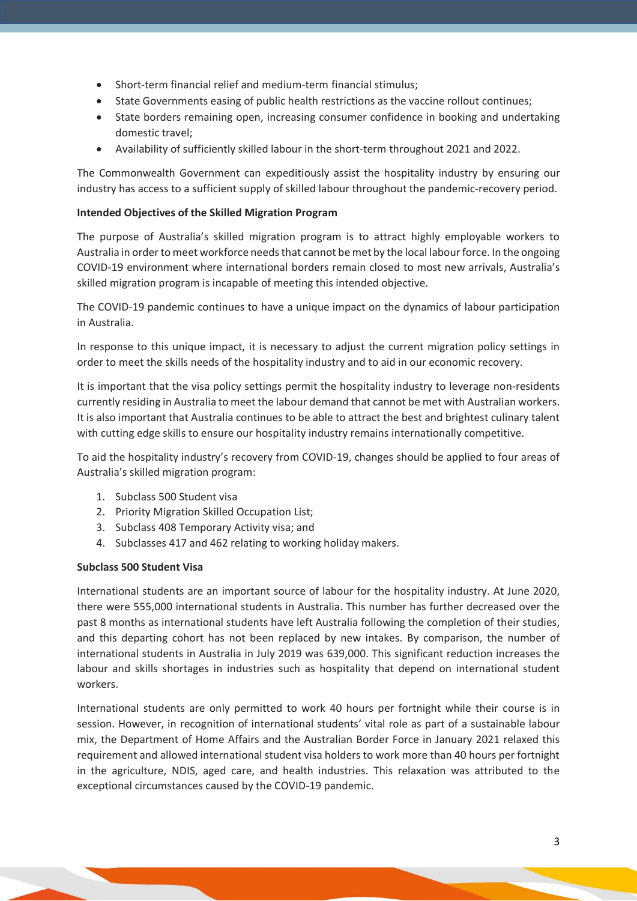- Short-term financial relief and medium-term financial stimulus;
- State Governments easing of public health restrictions as the vaccine rollout continues;
- State borders remaining open, increasing consumer confidence in booking and undertaking domestic travel;
- Availability of sufficiently skilled labour in the short-term throughout 2021 and 2022.

The Commonwealth Government can expeditiously assist the hospitality industry by ensuring our industry has access to a sufficient supply of skilled labour throughout the pandemic-recovery period.

**Intended Objectives of the Skilled Migration Program**

The purpose of Australia's skilled migration program is to attract highly employable workers to Australia in order to meet workforce needs that cannot be met by the local labour force. In the ongoing COVID-19 environment where international borders remain closed to most new arrivals, Australia's skilled migration program is incapable of meeting this intended objective.

The COVID-19 pandemic continues to have a unique impact on the dynamics of labour participation in Australia.

In response to this unique impact, it is necessary to adjust the current migration policy settings in order to meet the skills needs of the hospitality industry and to aid in our economic recovery.

It is important that the visa policy settings permit the hospitality industry to leverage non-residents currently residing in Australia to meet the labour demand that cannot be met with Australian workers. It is also important that Australia continues to be able to attract the best and brightest culinary talent with cutting edge skills to ensure our hospitality industry remains internationally competitive.

To aid the hospitality industry's recovery from COVID-19, changes should be applied to four areas of Australia's skilled migration program:

1. Subclass 500 Student visa
2. Priority Migration Skilled Occupation List;
3. Subclass 408 Temporary Activity visa; and
4. Subclasses 417 and 462 relating to working holiday makers.

**Subclass 500 Student Visa**

International students are an important source of labour for the hospitality industry. At June 2020, there were 555,000 international students in Australia. This number has further decreased over the past 8 months as international students have left Australia following the completion of their studies, and this departing cohort has not been replaced by new intakes. By comparison, the number of international students in Australia in July 2019 was 639,000. This significant reduction increases the labour and skills shortages in industries such as hospitality that depend on international student workers.

International students are only permitted to work 40 hours per fortnight while their course is in session. However, in recognition of international students' vital role as part of a sustainable labour mix, the Department of Home Affairs and the Australian Border Force in January 2021 relaxed this requirement and allowed international student visa holders to work more than 40 hours per fortnight in the agriculture, NDIS, aged care, and health industries. This relaxation was attributed to the exceptional circumstances caused by the COVID-19 pandemic.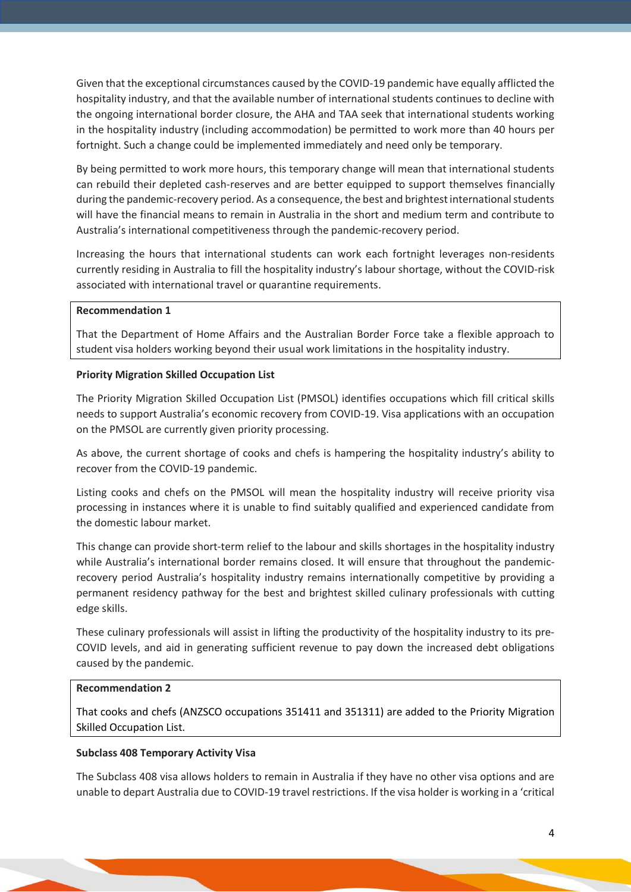Given that the exceptional circumstances caused by the COVID-19 pandemic have equally afflicted the hospitality industry, and that the available number of international students continues to decline with the ongoing international border closure, the AHA and TAA seek that international students working in the hospitality industry (including accommodation) be permitted to work more than 40 hours per fortnight. Such a change could be implemented immediately and need only be temporary.

By being permitted to work more hours, this temporary change will mean that international students can rebuild their depleted cash-reserves and are better equipped to support themselves financially during the pandemic-recovery period. As a consequence, the best and brightest international students will have the financial means to remain in Australia in the short and medium term and contribute to Australia's international competitiveness through the pandemic-recovery period.

Increasing the hours that international students can work each fortnight leverages non-residents currently residing in Australia to fill the hospitality industry's labour shortage, without the COVID-risk associated with international travel or quarantine requirements.

> **Recommendation 1**
>
> That the Department of Home Affairs and the Australian Border Force take a flexible approach to student visa holders working beyond their usual work limitations in the hospitality industry.

**Priority Migration Skilled Occupation List**

The Priority Migration Skilled Occupation List (PMSOL) identifies occupations which fill critical skills needs to support Australia's economic recovery from COVID-19. Visa applications with an occupation on the PMSOL are currently given priority processing.

As above, the current shortage of cooks and chefs is hampering the hospitality industry's ability to recover from the COVID-19 pandemic.

Listing cooks and chefs on the PMSOL will mean the hospitality industry will receive priority visa processing in instances where it is unable to find suitably qualified and experienced candidate from the domestic labour market.

This change can provide short-term relief to the labour and skills shortages in the hospitality industry while Australia's international border remains closed. It will ensure that throughout the pandemic-recovery period Australia's hospitality industry remains internationally competitive by providing a permanent residency pathway for the best and brightest skilled culinary professionals with cutting edge skills.

These culinary professionals will assist in lifting the productivity of the hospitality industry to its pre-COVID levels, and aid in generating sufficient revenue to pay down the increased debt obligations caused by the pandemic.

> **Recommendation 2**
>
> That cooks and chefs (ANZSCO occupations 351411 and 351311) are added to the Priority Migration Skilled Occupation List.

**Subclass 408 Temporary Activity Visa**

The Subclass 408 visa allows holders to remain in Australia if they have no other visa options and are unable to depart Australia due to COVID-19 travel restrictions. If the visa holder is working in a 'critical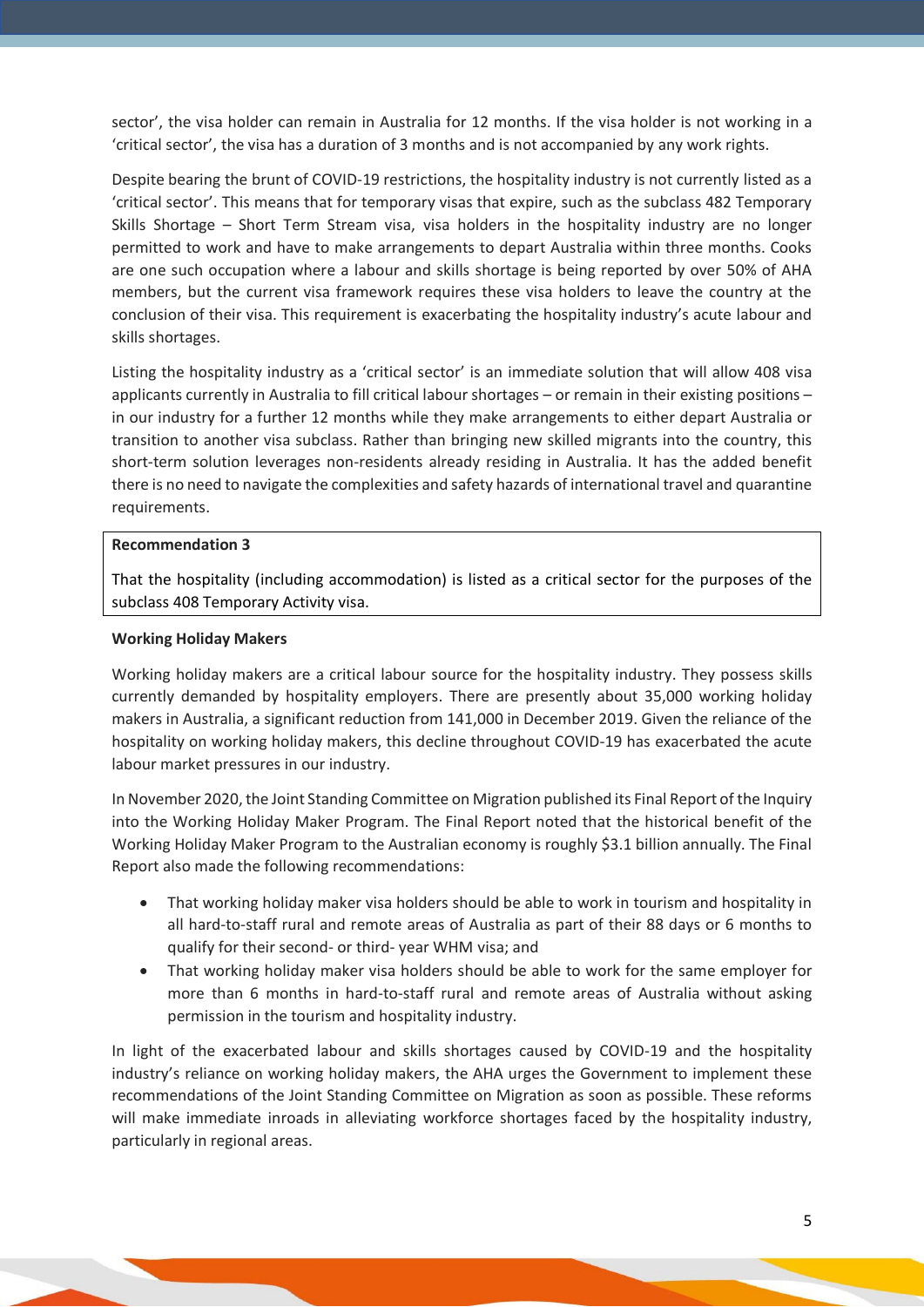sector', the visa holder can remain in Australia for 12 months. If the visa holder is not working in a 'critical sector', the visa has a duration of 3 months and is not accompanied by any work rights.

Despite bearing the brunt of COVID-19 restrictions, the hospitality industry is not currently listed as a 'critical sector'. This means that for temporary visas that expire, such as the subclass 482 Temporary Skills Shortage – Short Term Stream visa, visa holders in the hospitality industry are no longer permitted to work and have to make arrangements to depart Australia within three months. Cooks are one such occupation where a labour and skills shortage is being reported by over 50% of AHA members, but the current visa framework requires these visa holders to leave the country at the conclusion of their visa. This requirement is exacerbating the hospitality industry's acute labour and skills shortages.

Listing the hospitality industry as a 'critical sector' is an immediate solution that will allow 408 visa applicants currently in Australia to fill critical labour shortages – or remain in their existing positions – in our industry for a further 12 months while they make arrangements to either depart Australia or transition to another visa subclass. Rather than bringing new skilled migrants into the country, this short-term solution leverages non-residents already residing in Australia. It has the added benefit there is no need to navigate the complexities and safety hazards of international travel and quarantine requirements.

**Recommendation 3**

That the hospitality (including accommodation) is listed as a critical sector for the purposes of the subclass 408 Temporary Activity visa.

**Working Holiday Makers**

Working holiday makers are a critical labour source for the hospitality industry. They possess skills currently demanded by hospitality employers. There are presently about 35,000 working holiday makers in Australia, a significant reduction from 141,000 in December 2019. Given the reliance of the hospitality on working holiday makers, this decline throughout COVID-19 has exacerbated the acute labour market pressures in our industry.

In November 2020, the Joint Standing Committee on Migration published its Final Report of the Inquiry into the Working Holiday Maker Program. The Final Report noted that the historical benefit of the Working Holiday Maker Program to the Australian economy is roughly $3.1 billion annually. The Final Report also made the following recommendations:

- That working holiday maker visa holders should be able to work in tourism and hospitality in all hard-to-staff rural and remote areas of Australia as part of their 88 days or 6 months to qualify for their second- or third- year WHM visa; and
- That working holiday maker visa holders should be able to work for the same employer for more than 6 months in hard-to-staff rural and remote areas of Australia without asking permission in the tourism and hospitality industry.

In light of the exacerbated labour and skills shortages caused by COVID-19 and the hospitality industry's reliance on working holiday makers, the AHA urges the Government to implement these recommendations of the Joint Standing Committee on Migration as soon as possible. These reforms will make immediate inroads in alleviating workforce shortages faced by the hospitality industry, particularly in regional areas.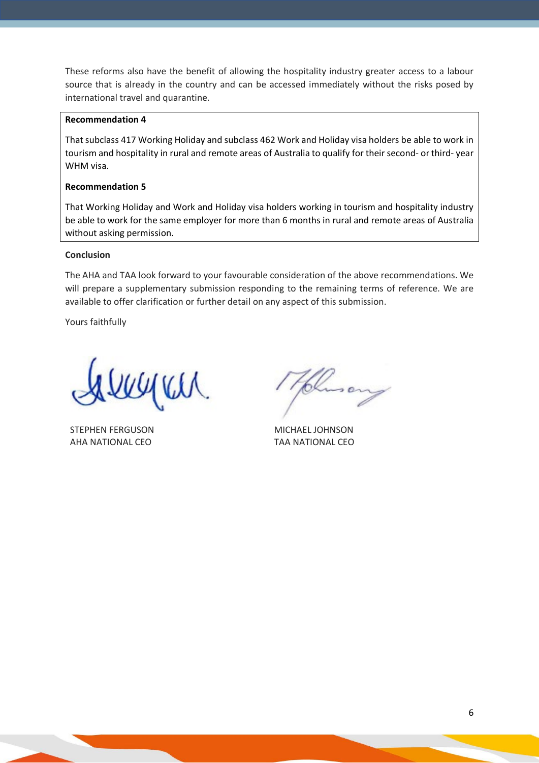These reforms also have the benefit of allowing the hospitality industry greater access to a labour source that is already in the country and can be accessed immediately without the risks posed by international travel and quarantine.

**Recommendation 4**

That subclass 417 Working Holiday and subclass 462 Work and Holiday visa holders be able to work in tourism and hospitality in rural and remote areas of Australia to qualify for their second- or third- year WHM visa.

**Recommendation 5**

That Working Holiday and Work and Holiday visa holders working in tourism and hospitality industry be able to work for the same employer for more than 6 months in rural and remote areas of Australia without asking permission.

**Conclusion**

The AHA and TAA look forward to your favourable consideration of the above recommendations. We will prepare a supplementary submission responding to the remaining terms of reference. We are available to offer clarification or further detail on any aspect of this submission.

Yours faithfully

STEPHEN FERGUSON
AHA NATIONAL CEO

MICHAEL JOHNSON
TAA NATIONAL CEO